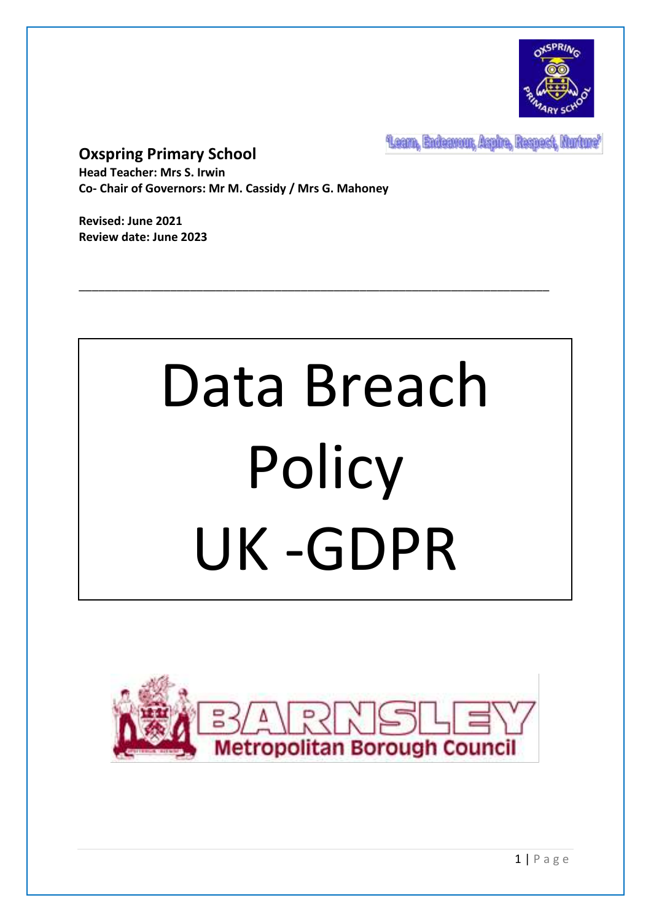'Learn, Endeavour, Aspire, Respect, Nurture'

**Oxspring Primary School**
**Head Teacher: Mrs S. Irwin**
**Co- Chair of Governors: Mr M. Cassidy / Mrs G. Mahoney**

**Revised: June 2021**
**Review date: June 2023**

---

# Data Breach Policy UK -GDPR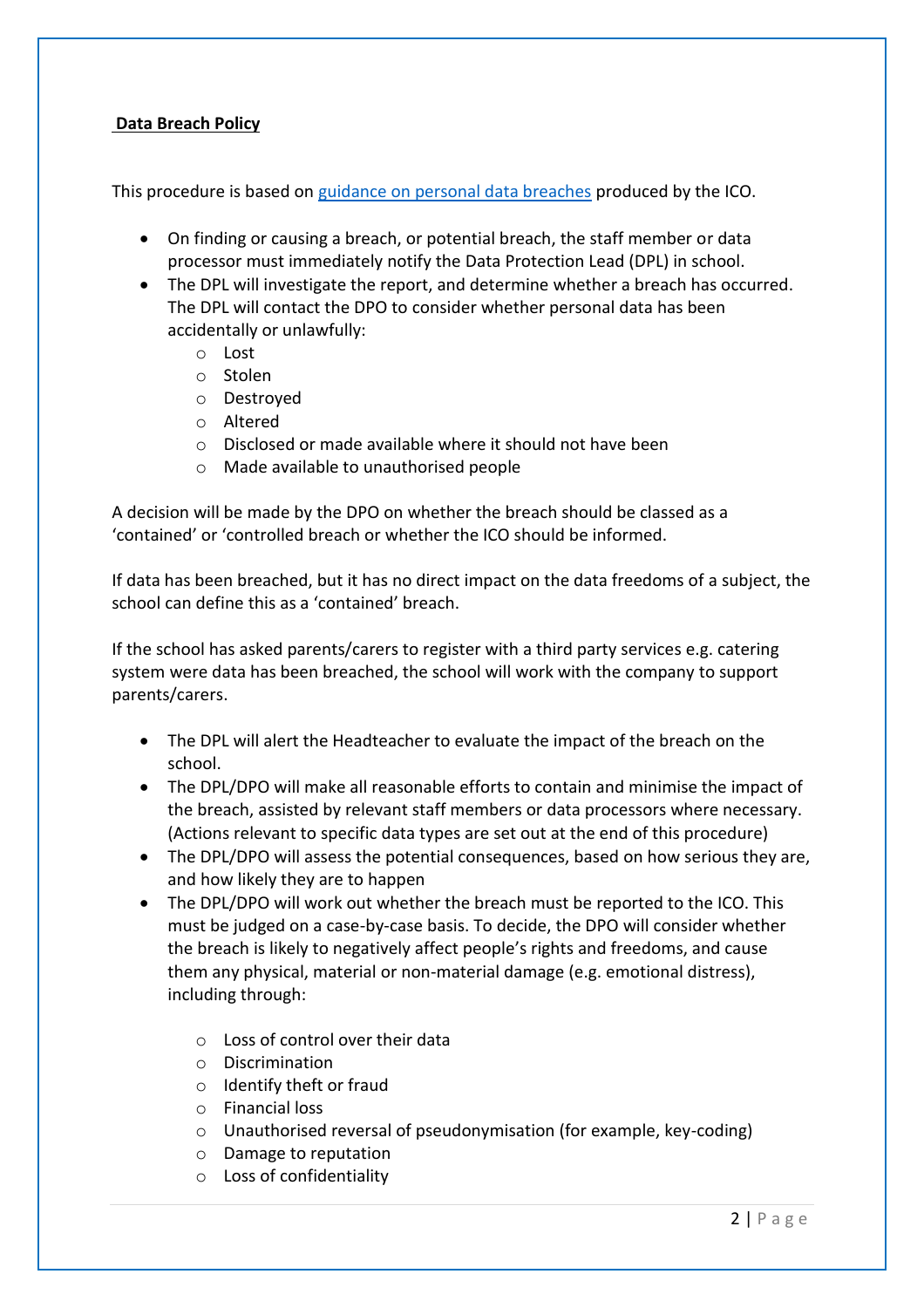**Data Breach Policy**

This procedure is based on [guidance on personal data breaches](#) produced by the ICO.

- On finding or causing a breach, or potential breach, the staff member or data processor must immediately notify the Data Protection Lead (DPL) in school.
- The DPL will investigate the report, and determine whether a breach has occurred. The DPL will contact the DPO to consider whether personal data has been accidentally or unlawfully:
  - Lost
  - Stolen
  - Destroyed
  - Altered
  - Disclosed or made available where it should not have been
  - Made available to unauthorised people

A decision will be made by the DPO on whether the breach should be classed as a 'contained' or 'controlled breach or whether the ICO should be informed.

If data has been breached, but it has no direct impact on the data freedoms of a subject, the school can define this as a 'contained' breach.

If the school has asked parents/carers to register with a third party services e.g. catering system were data has been breached, the school will work with the company to support parents/carers.

- The DPL will alert the Headteacher to evaluate the impact of the breach on the school.
- The DPL/DPO will make all reasonable efforts to contain and minimise the impact of the breach, assisted by relevant staff members or data processors where necessary. (Actions relevant to specific data types are set out at the end of this procedure)
- The DPL/DPO will assess the potential consequences, based on how serious they are, and how likely they are to happen
- The DPL/DPO will work out whether the breach must be reported to the ICO. This must be judged on a case-by-case basis. To decide, the DPO will consider whether the breach is likely to negatively affect people's rights and freedoms, and cause them any physical, material or non-material damage (e.g. emotional distress), including through:
  - Loss of control over their data
  - Discrimination
  - Identify theft or fraud
  - Financial loss
  - Unauthorised reversal of pseudonymisation (for example, key-coding)
  - Damage to reputation
  - Loss of confidentiality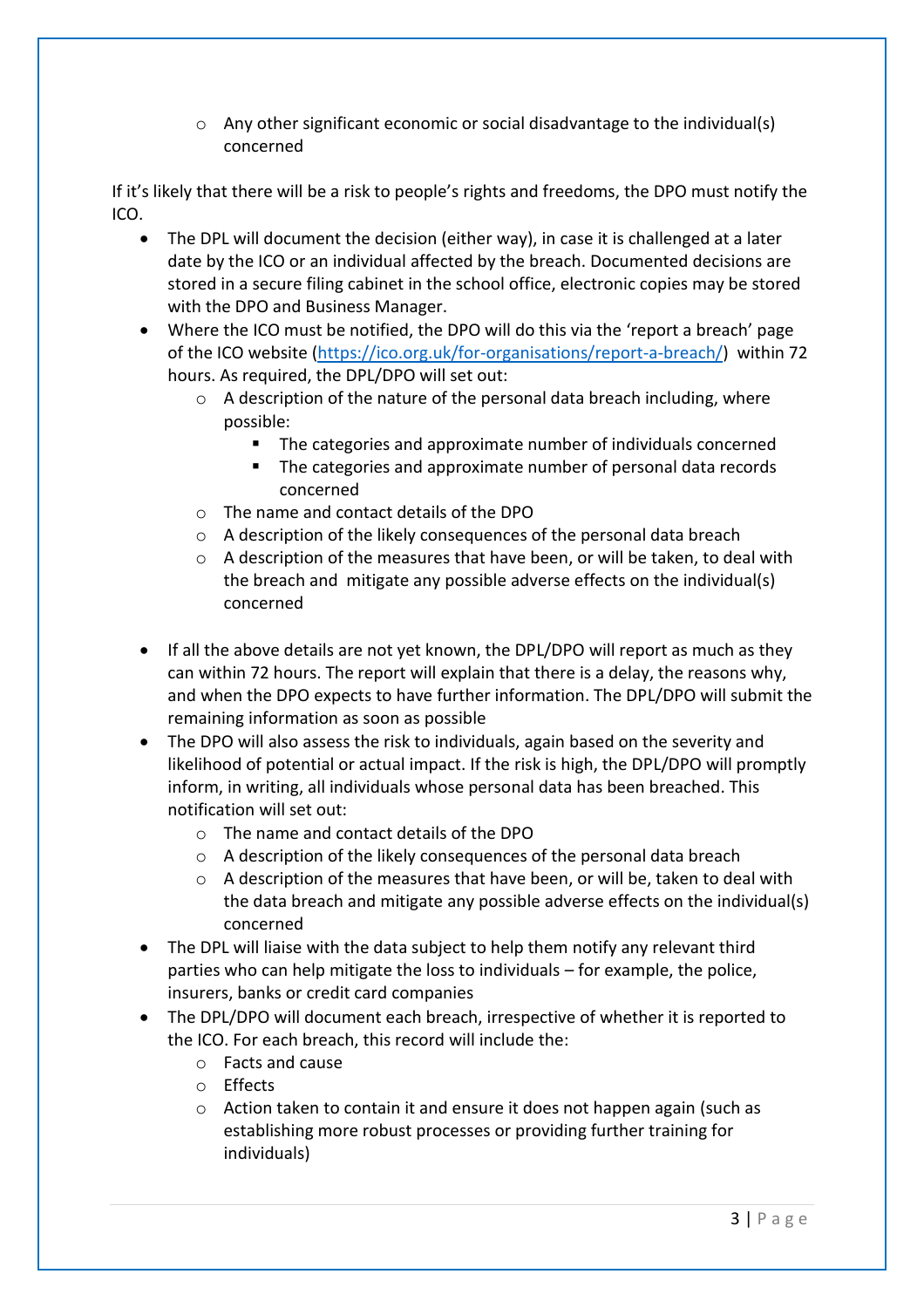- Any other significant economic or social disadvantage to the individual(s) concerned

If it's likely that there will be a risk to people's rights and freedoms, the DPO must notify the ICO.

- The DPL will document the decision (either way), in case it is challenged at a later date by the ICO or an individual affected by the breach. Documented decisions are stored in a secure filing cabinet in the school office, electronic copies may be stored with the DPO and Business Manager.
- Where the ICO must be notified, the DPO will do this via the 'report a breach' page of the ICO website (https://ico.org.uk/for-organisations/report-a-breach/) within 72 hours. As required, the DPL/DPO will set out:
    - A description of the nature of the personal data breach including, where possible:
        - The categories and approximate number of individuals concerned
        - The categories and approximate number of personal data records concerned
    - The name and contact details of the DPO
    - A description of the likely consequences of the personal data breach
    - A description of the measures that have been, or will be taken, to deal with the breach and mitigate any possible adverse effects on the individual(s) concerned

- If all the above details are not yet known, the DPL/DPO will report as much as they can within 72 hours. The report will explain that there is a delay, the reasons why, and when the DPO expects to have further information. The DPL/DPO will submit the remaining information as soon as possible
- The DPO will also assess the risk to individuals, again based on the severity and likelihood of potential or actual impact. If the risk is high, the DPL/DPO will promptly inform, in writing, all individuals whose personal data has been breached. This notification will set out:
    - The name and contact details of the DPO
    - A description of the likely consequences of the personal data breach
    - A description of the measures that have been, or will be, taken to deal with the data breach and mitigate any possible adverse effects on the individual(s) concerned
- The DPL will liaise with the data subject to help them notify any relevant third parties who can help mitigate the loss to individuals – for example, the police, insurers, banks or credit card companies
- The DPL/DPO will document each breach, irrespective of whether it is reported to the ICO. For each breach, this record will include the:
    - Facts and cause
    - Effects
    - Action taken to contain it and ensure it does not happen again (such as establishing more robust processes or providing further training for individuals)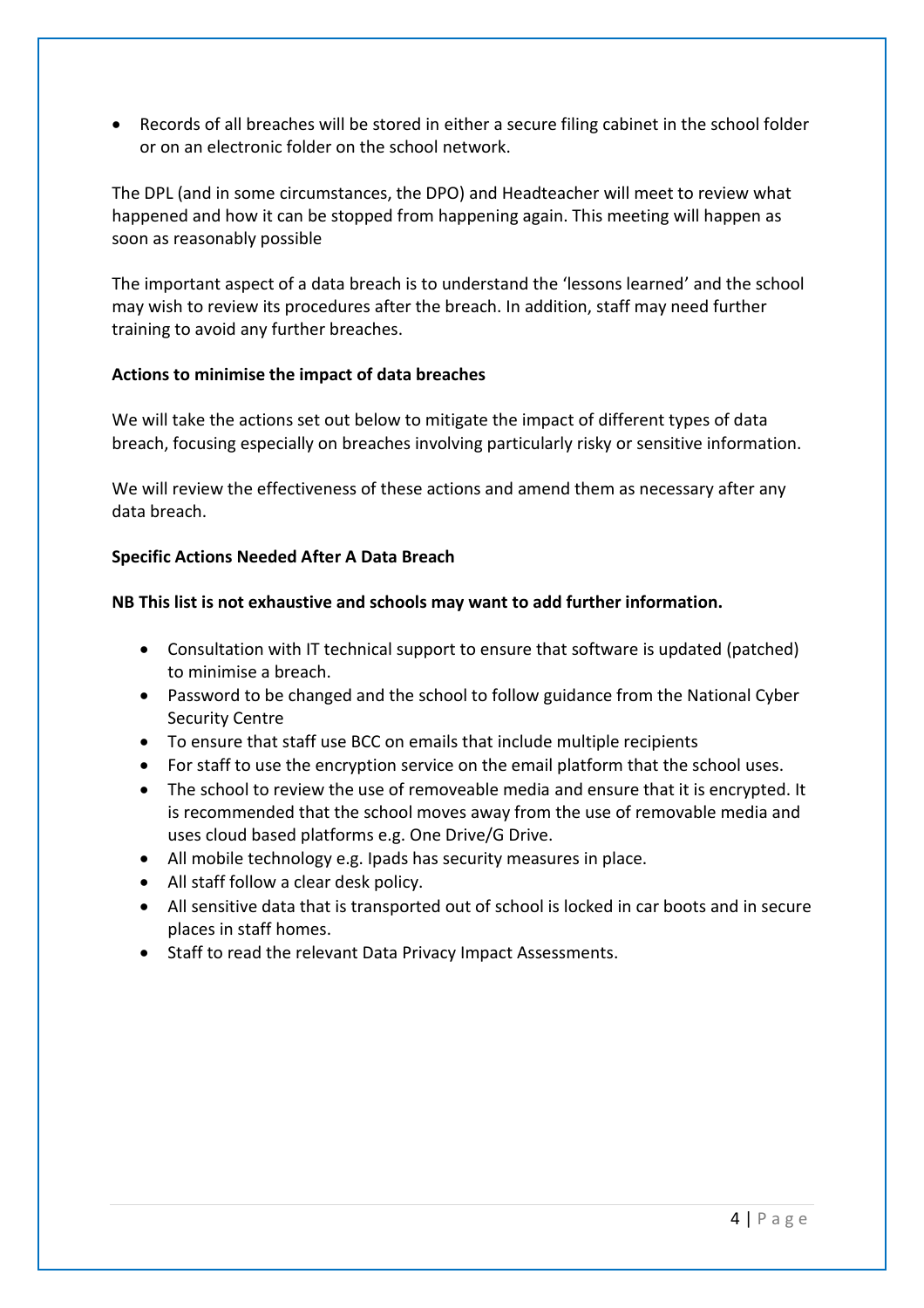- Records of all breaches will be stored in either a secure filing cabinet in the school folder or on an electronic folder on the school network.

The DPL (and in some circumstances, the DPO) and Headteacher will meet to review what happened and how it can be stopped from happening again. This meeting will happen as soon as reasonably possible

The important aspect of a data breach is to understand the 'lessons learned' and the school may wish to review its procedures after the breach. In addition, staff may need further training to avoid any further breaches.

**Actions to minimise the impact of data breaches**

We will take the actions set out below to mitigate the impact of different types of data breach, focusing especially on breaches involving particularly risky or sensitive information.

We will review the effectiveness of these actions and amend them as necessary after any data breach.

**Specific Actions Needed After A Data Breach**

**NB This list is not exhaustive and schools may want to add further information.**

- Consultation with IT technical support to ensure that software is updated (patched) to minimise a breach.
- Password to be changed and the school to follow guidance from the National Cyber Security Centre
- To ensure that staff use BCC on emails that include multiple recipients
- For staff to use the encryption service on the email platform that the school uses.
- The school to review the use of removeable media and ensure that it is encrypted. It is recommended that the school moves away from the use of removable media and uses cloud based platforms e.g. One Drive/G Drive.
- All mobile technology e.g. Ipads has security measures in place.
- All staff follow a clear desk policy.
- All sensitive data that is transported out of school is locked in car boots and in secure places in staff homes.
- Staff to read the relevant Data Privacy Impact Assessments.